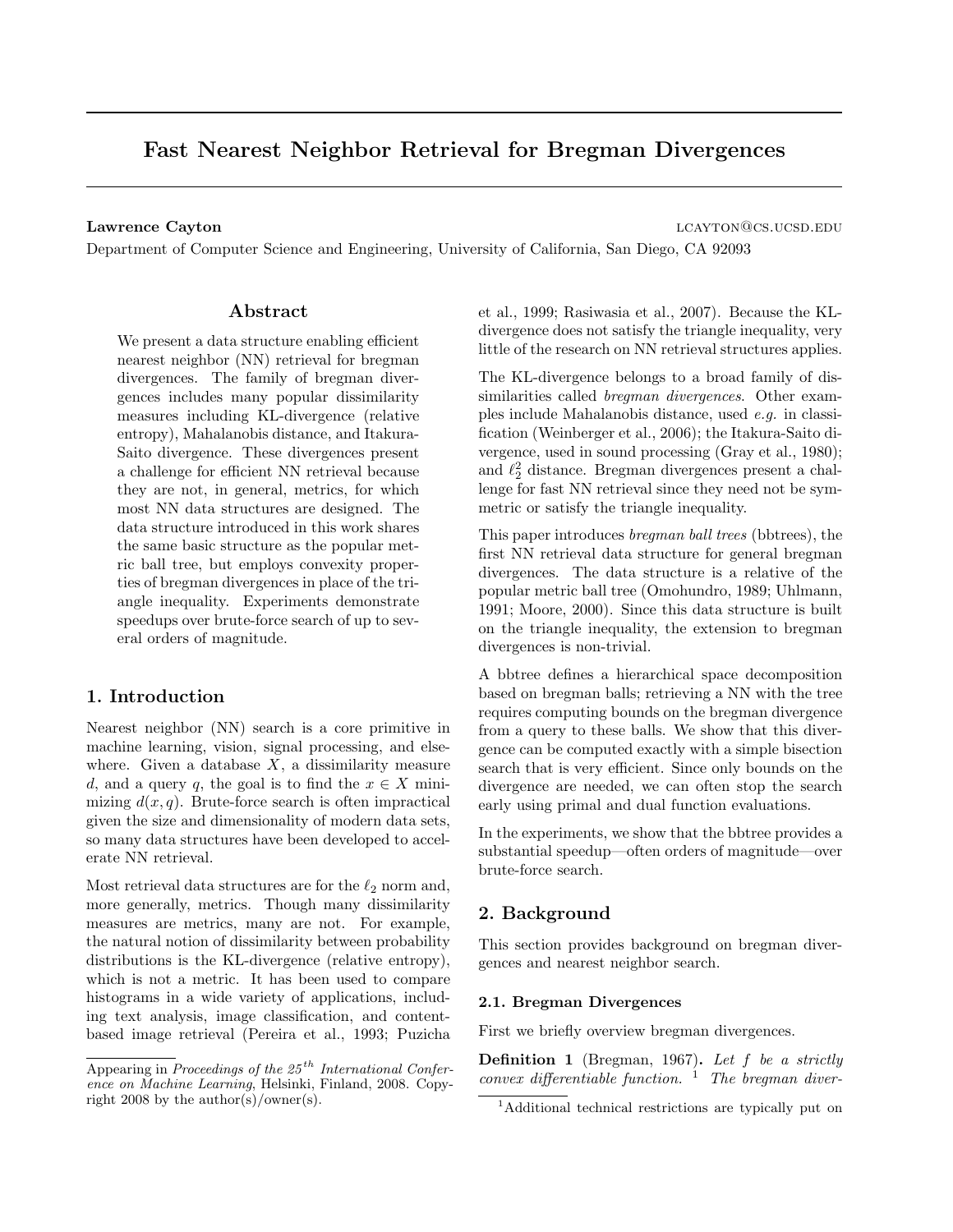# Fast Nearest Neighbor Retrieval for Bregman Divergences

**Lawrence Cayton** LCAYTON@CS.UCSD.EDU

Department of Computer Science and Engineering, University of California, San Diego, CA 92093

## Abstract

We present a data structure enabling efficient nearest neighbor (NN) retrieval for bregman divergences. The family of bregman divergences includes many popular dissimilarity measures including KL-divergence (relative entropy), Mahalanobis distance, and Itakura-Saito divergence. These divergences present a challenge for efficient NN retrieval because they are not, in general, metrics, for which most NN data structures are designed. The data structure introduced in this work shares the same basic structure as the popular metric ball tree, but employs convexity properties of bregman divergences in place of the triangle inequality. Experiments demonstrate speedups over brute-force search of up to several orders of magnitude.

## 1. Introduction

Nearest neighbor (NN) search is a core primitive in machine learning, vision, signal processing, and elsewhere. Given a database $X$, a dissimilarity measure $d$, and a query $q$, the goal is to find the $x \in X$ minimizing $d(x, q)$. Brute-force search is often impractical given the size and dimensionality of modern data sets, so many data structures have been developed to accelerate NN retrieval.

Most retrieval data structures are for the $\ell_2$ norm and, more generally, metrics. Though many dissimilarity measures are metrics, many are not. For example, the natural notion of dissimilarity between probability distributions is the KL-divergence (relative entropy), which is not a metric. It has been used to compare histograms in a wide variety of applications, including text analysis, image classification, and content-based image retrieval (Pereira et al., 1993; Puzicha et al., 1999; Rasiwasia et al., 2007). Because the KL-divergence does not satisfy the triangle inequality, very little of the research on NN retrieval structures applies.

The KL-divergence belongs to a broad family of dissimilarities called *bregman divergences*. Other examples include Mahalanobis distance, used *e.g.* in classification (Weinberger et al., 2006); the Itakura-Saito divergence, used in sound processing (Gray et al., 1980); and $\ell_2^2$ distance. Bregman divergences present a challenge for fast NN retrieval since they need not be symmetric or satisfy the triangle inequality.

This paper introduces *bregman ball trees* (bbtrees), the first NN retrieval data structure for general bregman divergences. The data structure is a relative of the popular metric ball tree (Omohundro, 1989; Uhlmann, 1991; Moore, 2000). Since this data structure is built on the triangle inequality, the extension to bregman divergences is non-trivial.

A bbtree defines a hierarchical space decomposition based on bregman balls; retrieving a NN with the tree requires computing bounds on the bregman divergence from a query to these balls. We show that this divergence can be computed exactly with a simple bisection search that is very efficient. Since only bounds on the divergence are needed, we can often stop the search early using primal and dual function evaluations.

In the experiments, we show that the bbtree provides a substantial speedup—often orders of magnitude—over brute-force search.

## 2. Background

This section provides background on bregman divergences and nearest neighbor search.

### 2.1. Bregman Divergences

First we briefly overview bregman divergences.

**Definition 1** (Bregman, 1967)**.** *Let $f$ be a strictly convex differentiable function.* [1] *The bregman diver-*

Appearing in *Proceedings of the 25th International Conference on Machine Learning*, Helsinki, Finland, 2008. Copyright 2008 by the author(s)/owner(s).

[1] Additional technical restrictions are typically put on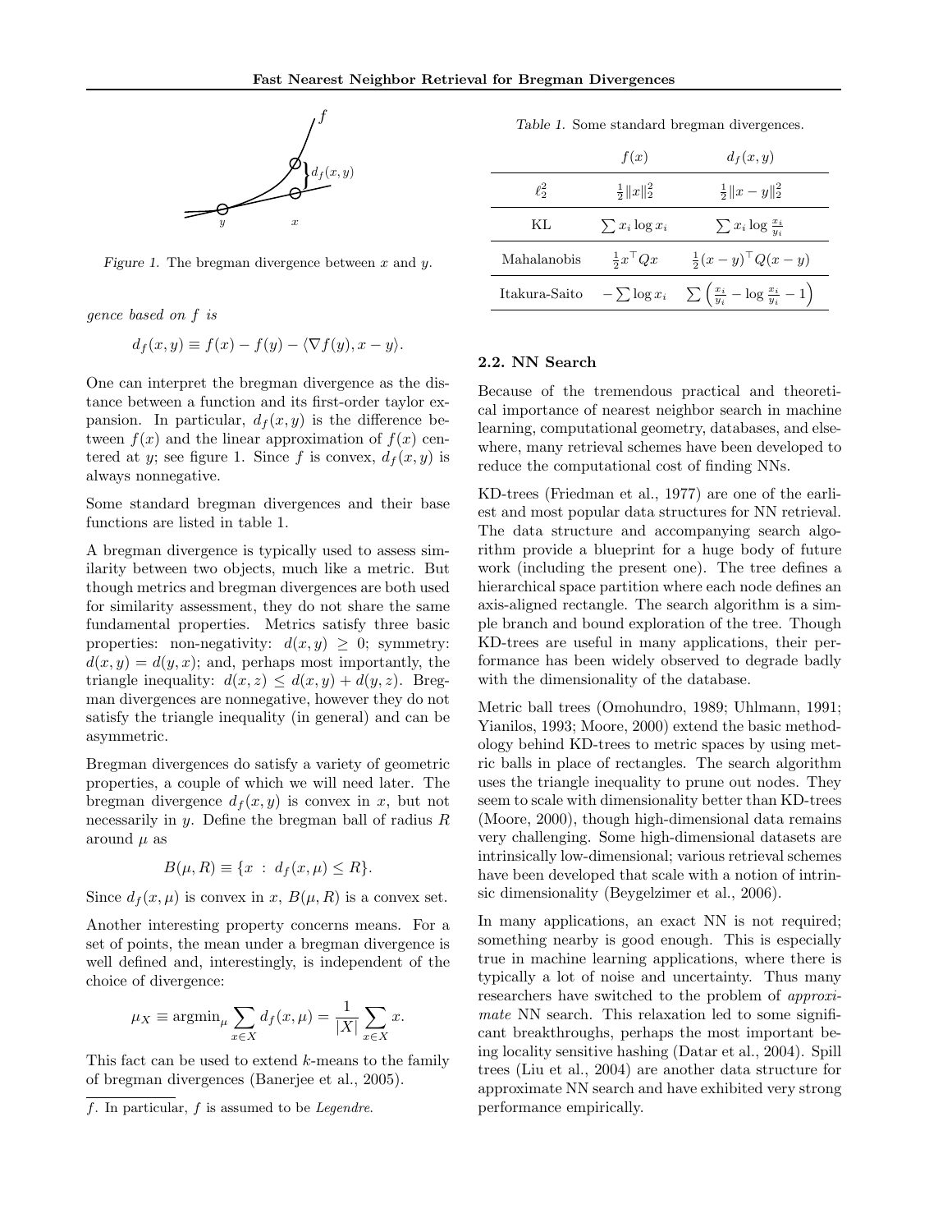Figure 1. The bregman divergence between $x$ and $y$.

*gence based on $f$ is*

$$d_f(x, y) \equiv f(x) - f(y) - \langle \nabla f(y), x - y \rangle.$$

One can interpret the bregman divergence as the distance between a function and its first-order taylor expansion. In particular, $d_f(x, y)$ is the difference between $f(x)$ and the linear approximation of $f(x)$ centered at $y$; see figure 1. Since $f$ is convex, $d_f(x, y)$ is always nonnegative.

Some standard bregman divergences and their base functions are listed in table 1.

A bregman divergence is typically used to assess similarity between two objects, much like a metric. But though metrics and bregman divergences are both used for similarity assessment, they do not share the same fundamental properties. Metrics satisfy three basic properties: non-negativity: $d(x, y) \geq 0$; symmetry: $d(x, y) = d(y, x)$; and, perhaps most importantly, the triangle inequality: $d(x, z) \leq d(x, y) + d(y, z)$. Bregman divergences are nonnegative, however they do not satisfy the triangle inequality (in general) and can be asymmetric.

Bregman divergences do satisfy a variety of geometric properties, a couple of which we will need later. The bregman divergence $d_f(x, y)$ is convex in $x$, but not necessarily in $y$. Define the bregman ball of radius $R$ around $\mu$ as

$$B(\mu, R) \equiv \{x \; : \; d_f(x, \mu) \leq R\}.$$

Since $d_f(x, \mu)$ is convex in $x$, $B(\mu, R)$ is a convex set.

Another interesting property concerns means. For a set of points, the mean under a bregman divergence is well defined and, interestingly, is independent of the choice of divergence:

$$\mu_X \equiv \operatorname{argmin}_{\mu} \sum_{x \in X} d_f(x, \mu) = \frac{1}{|X|} \sum_{x \in X} x.$$

This fact can be used to extend $k$-means to the family of bregman divergences (Banerjee et al., 2005).

$f$. In particular, $f$ is assumed to be *Legendre*.

Table 1. Some standard bregman divergences.

| | $f(x)$ | $d_f(x, y)$ |
|---|---|---|
| $\ell_2^2$ | $\frac{1}{2}\|x\|_2^2$ | $\frac{1}{2}\|x - y\|_2^2$ |
| KL | $\sum x_i \log x_i$ | $\sum x_i \log \frac{x_i}{y_i}$ |
| Mahalanobis | $\frac{1}{2} x^\top Q x$ | $\frac{1}{2}(x - y)^\top Q (x - y)$ |
| Itakura-Saito | $-\sum \log x_i$ | $\sum \left( \frac{x_i}{y_i} - \log \frac{x_i}{y_i} - 1 \right)$ |

### 2.2. NN Search

Because of the tremendous practical and theoretical importance of nearest neighbor search in machine learning, computational geometry, databases, and elsewhere, many retrieval schemes have been developed to reduce the computational cost of finding NNs.

KD-trees (Friedman et al., 1977) are one of the earliest and most popular data structures for NN retrieval. The data structure and accompanying search algorithm provide a blueprint for a huge body of future work (including the present one). The tree defines a hierarchical space partition where each node defines an axis-aligned rectangle. The search algorithm is a simple branch and bound exploration of the tree. Though KD-trees are useful in many applications, their performance has been widely observed to degrade badly with the dimensionality of the database.

Metric ball trees (Omohundro, 1989; Uhlmann, 1991; Yianilos, 1993; Moore, 2000) extend the basic methodology behind KD-trees to metric spaces by using metric balls in place of rectangles. The search algorithm uses the triangle inequality to prune out nodes. They seem to scale with dimensionality better than KD-trees (Moore, 2000), though high-dimensional data remains very challenging. Some high-dimensional datasets are intrinsically low-dimensional; various retrieval schemes have been developed that scale with a notion of intrinsic dimensionality (Beygelzimer et al., 2006).

In many applications, an exact NN is not required; something nearby is good enough. This is especially true in machine learning applications, where there is typically a lot of noise and uncertainty. Thus many researchers have switched to the problem of *approximate* NN search. This relaxation led to some significant breakthroughs, perhaps the most important being locality sensitive hashing (Datar et al., 2004). Spill trees (Liu et al., 2004) are another data structure for approximate NN search and have exhibited very strong performance empirically.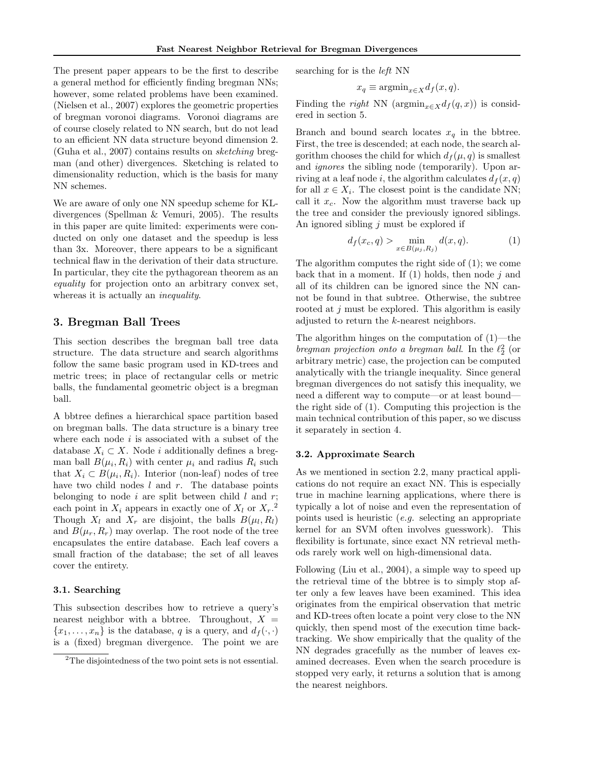The present paper appears to be the first to describe a general method for efficiently finding bregman NNs; however, some related problems have been examined. (Nielsen et al., 2007) explores the geometric properties of bregman voronoi diagrams. Voronoi diagrams are of course closely related to NN search, but do not lead to an efficient NN data structure beyond dimension 2. (Guha et al., 2007) contains results on *sketching* bregman (and other) divergences. Sketching is related to dimensionality reduction, which is the basis for many NN schemes.

We are aware of only one NN speedup scheme for KL-divergences (Spellman & Vemuri, 2005). The results in this paper are quite limited: experiments were conducted on only one dataset and the speedup is less than 3x. Moreover, there appears to be a significant technical flaw in the derivation of their data structure. In particular, they cite the pythagorean theorem as an *equality* for projection onto an arbitrary convex set, whereas it is actually an *inequality*.

## 3. Bregman Ball Trees

This section describes the bregman ball tree data structure. The data structure and search algorithms follow the same basic program used in KD-trees and metric trees; in place of rectangular cells or metric balls, the fundamental geometric object is a bregman ball.

A bbtree defines a hierarchical space partition based on bregman balls. The data structure is a binary tree where each node $i$ is associated with a subset of the database $X_i \subset X$. Node $i$ additionally defines a bregman ball $B(\mu_i, R_i)$ with center $\mu_i$ and radius $R_i$ such that $X_i \subset B(\mu_i, R_i)$. Interior (non-leaf) nodes of tree have two child nodes $l$ and $r$. The database points belonging to node $i$ are split between child $l$ and $r$; each point in $X_i$ appears in exactly one of $X_l$ or $X_r$.[2] Though $X_l$ and $X_r$ are disjoint, the balls $B(\mu_l, R_l)$ and $B(\mu_r, R_r)$ may overlap. The root node of the tree encapsulates the entire database. Each leaf covers a small fraction of the database; the set of all leaves cover the entirety.

### 3.1. Searching

This subsection describes how to retrieve a query's nearest neighbor with a bbtree. Throughout, $X = \{x_1, \ldots, x_n\}$ is the database, $q$ is a query, and $d_f(\cdot, \cdot)$ is a (fixed) bregman divergence. The point we are searching for is the *left* NN

$$x_q \equiv \mathrm{argmin}_{x \in X} d_f(x, q).$$

Finding the *right* NN ($\mathrm{argmin}_{x \in X} d_f(q, x)$) is considered in section 5.

Branch and bound search locates $x_q$ in the bbtree. First, the tree is descended; at each node, the search algorithm chooses the child for which $d_f(\mu, q)$ is smallest and *ignores* the sibling node (temporarily). Upon arriving at a leaf node $i$, the algorithm calculates $d_f(x, q)$ for all $x \in X_i$. The closest point is the candidate NN; call it $x_c$. Now the algorithm must traverse back up the tree and consider the previously ignored siblings. An ignored sibling $j$ must be explored if

$$d_f(x_c, q) > \min_{x \in B(\mu_j, R_j)} d(x, q). \tag{1}$$

The algorithm computes the right side of (1); we come back that in a moment. If (1) holds, then node $j$ and all of its children can be ignored since the NN cannot be found in that subtree. Otherwise, the subtree rooted at $j$ must be explored. This algorithm is easily adjusted to return the $k$-nearest neighbors.

The algorithm hinges on the computation of (1)—the *bregman projection onto a bregman ball*. In the $\ell_2^2$ (or arbitrary metric) case, the projection can be computed analytically with the triangle inequality. Since general bregman divergences do not satisfy this inequality, we need a different way to compute—or at least bound—the right side of (1). Computing this projection is the main technical contribution of this paper, so we discuss it separately in section 4.

### 3.2. Approximate Search

As we mentioned in section 2.2, many practical applications do not require an exact NN. This is especially true in machine learning applications, where there is typically a lot of noise and even the representation of points used is heuristic (*e.g.* selecting an appropriate kernel for an SVM often involves guesswork). This flexibility is fortunate, since exact NN retrieval methods rarely work well on high-dimensional data.

Following (Liu et al., 2004), a simple way to speed up the retrieval time of the bbtree is to simply stop after only a few leaves have been examined. This idea originates from the empirical observation that metric and KD-trees often locate a point very close to the NN quickly, then spend most of the execution time backtracking. We show empirically that the quality of the NN degrades gracefully as the number of leaves examined decreases. Even when the search procedure is stopped very early, it returns a solution that is among the nearest neighbors.

[2] The disjointedness of the two point sets is not essential.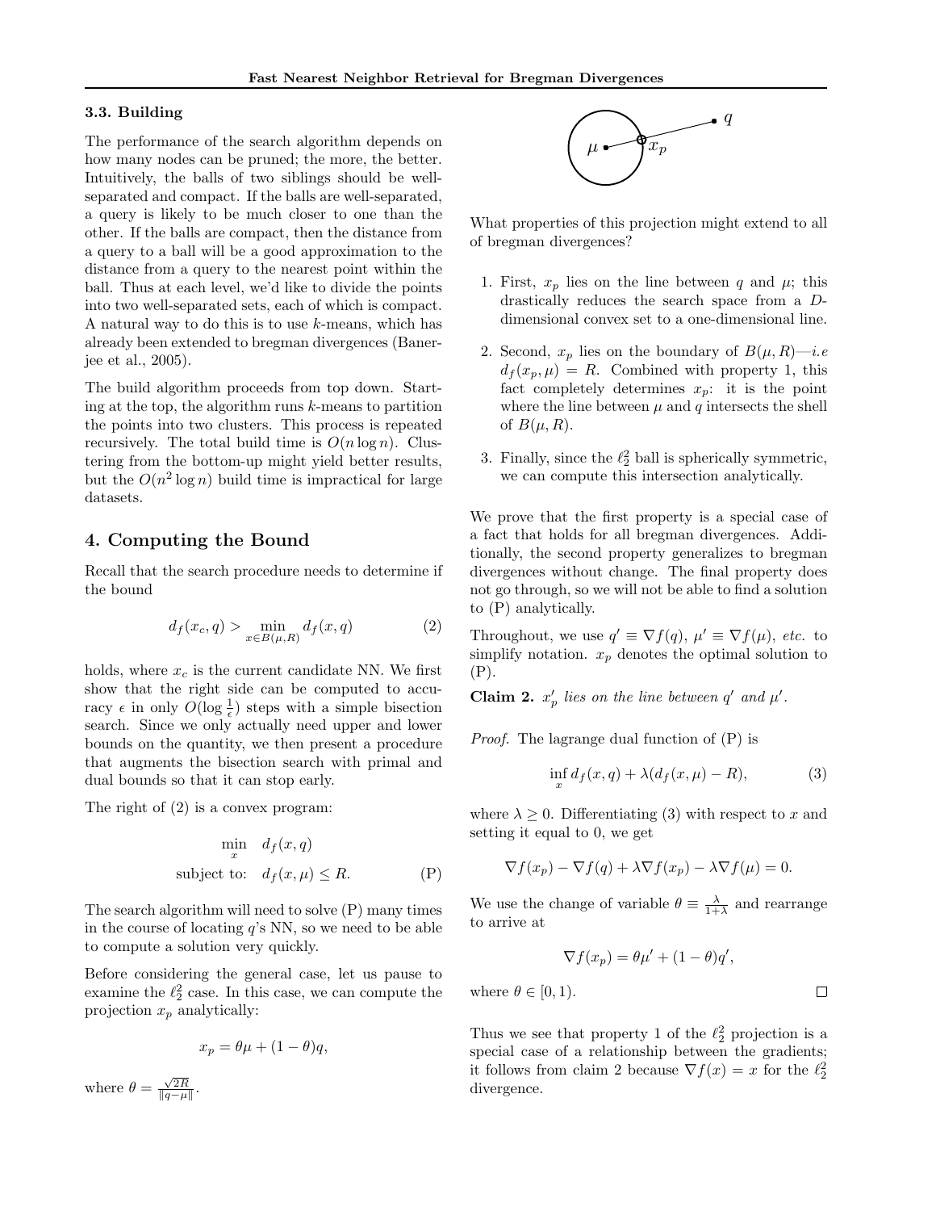### 3.3. Building

The performance of the search algorithm depends on how many nodes can be pruned; the more, the better. Intuitively, the balls of two siblings should be well-separated and compact. If the balls are well-separated, a query is likely to be much closer to one than the other. If the balls are compact, then the distance from a query to a ball will be a good approximation to the distance from a query to the nearest point within the ball. Thus at each level, we'd like to divide the points into two well-separated sets, each of which is compact. A natural way to do this is to use $k$-means, which has already been extended to bregman divergences (Banerjee et al., 2005).

The build algorithm proceeds from top down. Starting at the top, the algorithm runs $k$-means to partition the points into two clusters. This process is repeated recursively. The total build time is $O(n \log n)$. Clustering from the bottom-up might yield better results, but the $O(n^2 \log n)$ build time is impractical for large datasets.

## 4. Computing the Bound

Recall that the search procedure needs to determine if the bound

$$d_f(x_c, q) > \min_{x \in B(\mu, R)} d_f(x, q) \tag{2}$$

holds, where $x_c$ is the current candidate NN. We first show that the right side can be computed to accuracy $\epsilon$ in only $O(\log \frac{1}{\epsilon})$ steps with a simple bisection search. Since we only actually need upper and lower bounds on the quantity, we then present a procedure that augments the bisection search with primal and dual bounds so that it can stop early.

The right of (2) is a convex program:

$$\begin{aligned} \min_x \quad & d_f(x, q) \\ \text{subject to:} \quad & d_f(x, \mu) \leq R. \end{aligned} \tag{P}$$

The search algorithm will need to solve (P) many times in the course of locating $q$'s NN, so we need to be able to compute a solution very quickly.

Before considering the general case, let us pause to examine the $\ell_2^2$ case. In this case, we can compute the projection $x_p$ analytically:

$$x_p = \theta\mu + (1 - \theta)q,$$

where $\theta = \frac{\sqrt{2R}}{\|q - \mu\|}$.

What properties of this projection might extend to all of bregman divergences?

1. First, $x_p$ lies on the line between $q$ and $\mu$; this drastically reduces the search space from a $D$-dimensional convex set to a one-dimensional line.

2. Second, $x_p$ lies on the boundary of $B(\mu, R)$—*i.e* $d_f(x_p, \mu) = R$. Combined with property 1, this fact completely determines $x_p$: it is the point where the line between $\mu$ and $q$ intersects the shell of $B(\mu, R)$.

3. Finally, since the $\ell_2^2$ ball is spherically symmetric, we can compute this intersection analytically.

We prove that the first property is a special case of a fact that holds for all bregman divergences. Additionally, the second property generalizes to bregman divergences without change. The final property does not go through, so we will not be able to find a solution to (P) analytically.

Throughout, we use $q' \equiv \nabla f(q)$, $\mu' \equiv \nabla f(\mu)$, *etc.* to simplify notation. $x_p$ denotes the optimal solution to (P).

**Claim 2.** *$x_p'$ lies on the line between $q'$ and $\mu'$.*

*Proof.* The lagrange dual function of (P) is

$$\inf_x d_f(x, q) + \lambda(d_f(x, \mu) - R), \tag{3}$$

where $\lambda \geq 0$. Differentiating (3) with respect to $x$ and setting it equal to 0, we get

$$\nabla f(x_p) - \nabla f(q) + \lambda \nabla f(x_p) - \lambda \nabla f(\mu) = 0.$$

We use the change of variable $\theta \equiv \frac{\lambda}{1+\lambda}$ and rearrange to arrive at

$$\nabla f(x_p) = \theta\mu' + (1 - \theta)q',$$

where $\theta \in [0, 1)$. ☐

Thus we see that property 1 of the $\ell_2^2$ projection is a special case of a relationship between the gradients; it follows from claim 2 because $\nabla f(x) = x$ for the $\ell_2^2$ divergence.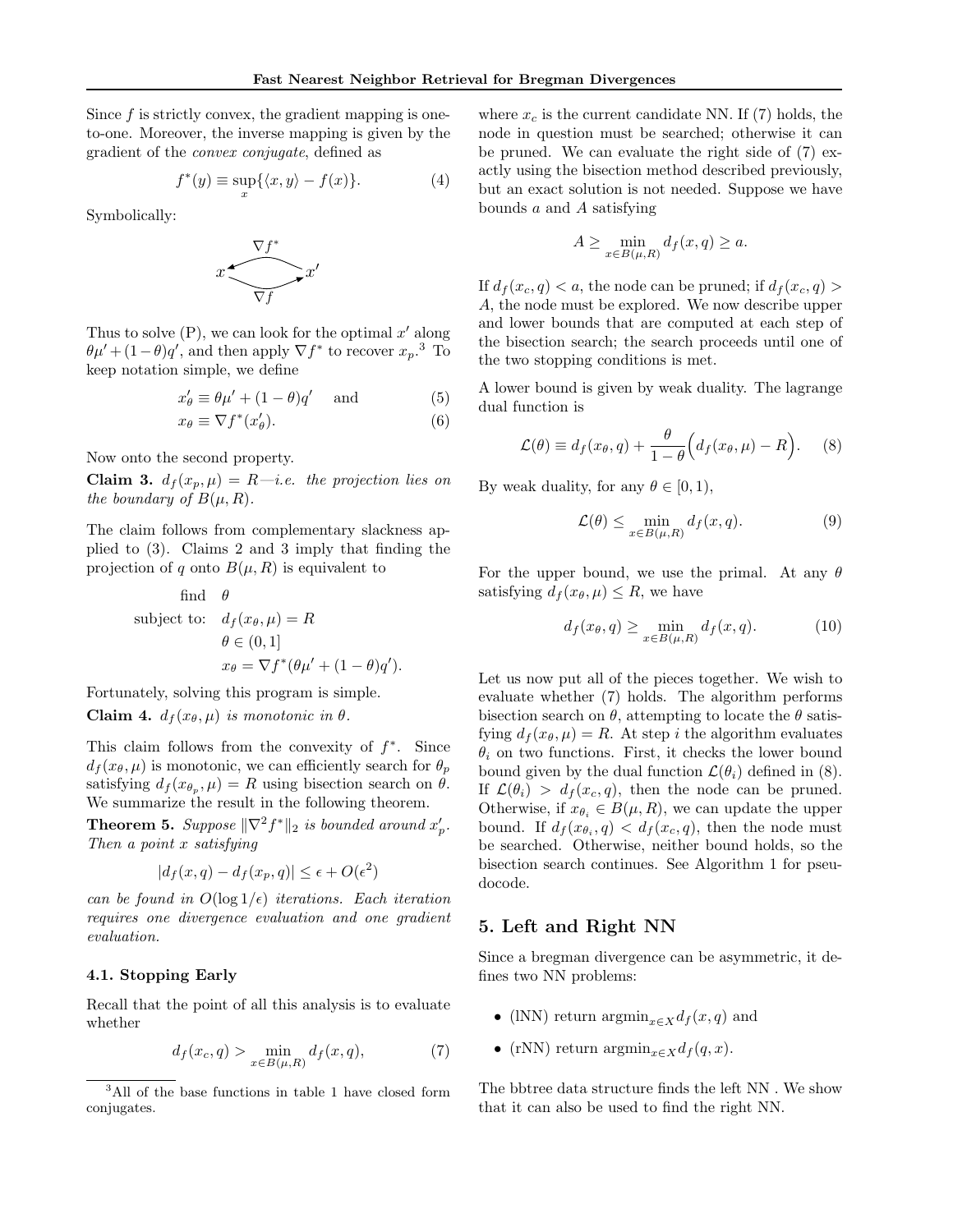Since $f$ is strictly convex, the gradient mapping is one-to-one. Moreover, the inverse mapping is given by the gradient of the *convex conjugate*, defined as

$$f^*(y) \equiv \sup_x \{\langle x, y\rangle - f(x)\}. \tag{4}$$

Symbolically:

$$x \underset{\nabla f}{\overset{\nabla f^*}{\rightleftarrows}} x'$$

Thus to solve (P), we can look for the optimal $x'$ along $\theta\mu' + (1-\theta)q'$, and then apply $\nabla f^*$ to recover $x_p$.[3] To keep notation simple, we define

$$x'_\theta \equiv \theta\mu' + (1-\theta)q' \quad \text{and} \tag{5}$$

$$x_\theta \equiv \nabla f^*(x'_\theta). \tag{6}$$

Now onto the second property.

**Claim 3.** *$d_f(x_p, \mu) = R$—i.e. the projection lies on the boundary of $B(\mu, R)$.*

The claim follows from complementary slackness applied to (3). Claims 2 and 3 imply that finding the projection of $q$ onto $B(\mu, R)$ is equivalent to

$$\begin{aligned} \text{find} \quad & \theta \\ \text{subject to:} \quad & d_f(x_\theta, \mu) = R \\ & \theta \in (0, 1] \\ & x_\theta = \nabla f^*(\theta\mu' + (1-\theta)q'). \end{aligned}$$

Fortunately, solving this program is simple.

**Claim 4.** *$d_f(x_\theta, \mu)$ is monotonic in $\theta$.*

This claim follows from the convexity of $f^*$. Since $d_f(x_\theta, \mu)$ is monotonic, we can efficiently search for $\theta_p$ satisfying $d_f(x_{\theta_p}, \mu) = R$ using bisection search on $\theta$. We summarize the result in the following theorem.

**Theorem 5.** *Suppose $\|\nabla^2 f^*\|_2$ is bounded around $x'_p$. Then a point $x$ satisfying*

$$|d_f(x, q) - d_f(x_p, q)| \leq \epsilon + O(\epsilon^2)$$

*can be found in $O(\log 1/\epsilon)$ iterations. Each iteration requires one divergence evaluation and one gradient evaluation.*

### 4.1. Stopping Early

Recall that the point of all this analysis is to evaluate whether

$$d_f(x_c, q) > \min_{x \in B(\mu, R)} d_f(x, q), \tag{7}$$

where $x_c$ is the current candidate NN. If (7) holds, the node in question must be searched; otherwise it can be pruned. We can evaluate the right side of (7) exactly using the bisection method described previously, but an exact solution is not needed. Suppose we have bounds $a$ and $A$ satisfying

$$A \geq \min_{x \in B(\mu, R)} d_f(x, q) \geq a.$$

If $d_f(x_c, q) < a$, the node can be pruned; if $d_f(x_c, q) > A$, the node must be explored. We now describe upper and lower bounds that are computed at each step of the bisection search; the search proceeds until one of the two stopping conditions is met.

A lower bound is given by weak duality. The lagrange dual function is

$$\mathcal{L}(\theta) \equiv d_f(x_\theta, q) + \frac{\theta}{1-\theta}\Big(d_f(x_\theta, \mu) - R\Big). \tag{8}$$

By weak duality, for any $\theta \in [0, 1)$,

$$\mathcal{L}(\theta) \leq \min_{x \in B(\mu, R)} d_f(x, q). \tag{9}$$

For the upper bound, we use the primal. At any $\theta$ satisfying $d_f(x_\theta, \mu) \leq R$, we have

$$d_f(x_\theta, q) \geq \min_{x \in B(\mu, R)} d_f(x, q). \tag{10}$$

Let us now put all of the pieces together. We wish to evaluate whether (7) holds. The algorithm performs bisection search on $\theta$, attempting to locate the $\theta$ satisfying $d_f(x_\theta, \mu) = R$. At step $i$ the algorithm evaluates $\theta_i$ on two functions. First, it checks the lower bound bound given by the dual function $\mathcal{L}(\theta_i)$ defined in (8). If $\mathcal{L}(\theta_i) > d_f(x_c, q)$, then the node can be pruned. Otherwise, if $x_{\theta_i} \in B(\mu, R)$, we can update the upper bound. If $d_f(x_{\theta_i}, q) < d_f(x_c, q)$, then the node must be searched. Otherwise, neither bound holds, so the bisection search continues. See Algorithm 1 for pseudocode.

## 5. Left and Right NN

Since a bregman divergence can be asymmetric, it defines two NN problems:

- (lNN) return $\text{argmin}_{x \in X} d_f(x, q)$ and
- (rNN) return $\text{argmin}_{x \in X} d_f(q, x)$.

The bbtree data structure finds the left NN . We show that it can also be used to find the right NN.

---

[3] All of the base functions in table 1 have closed form conjugates.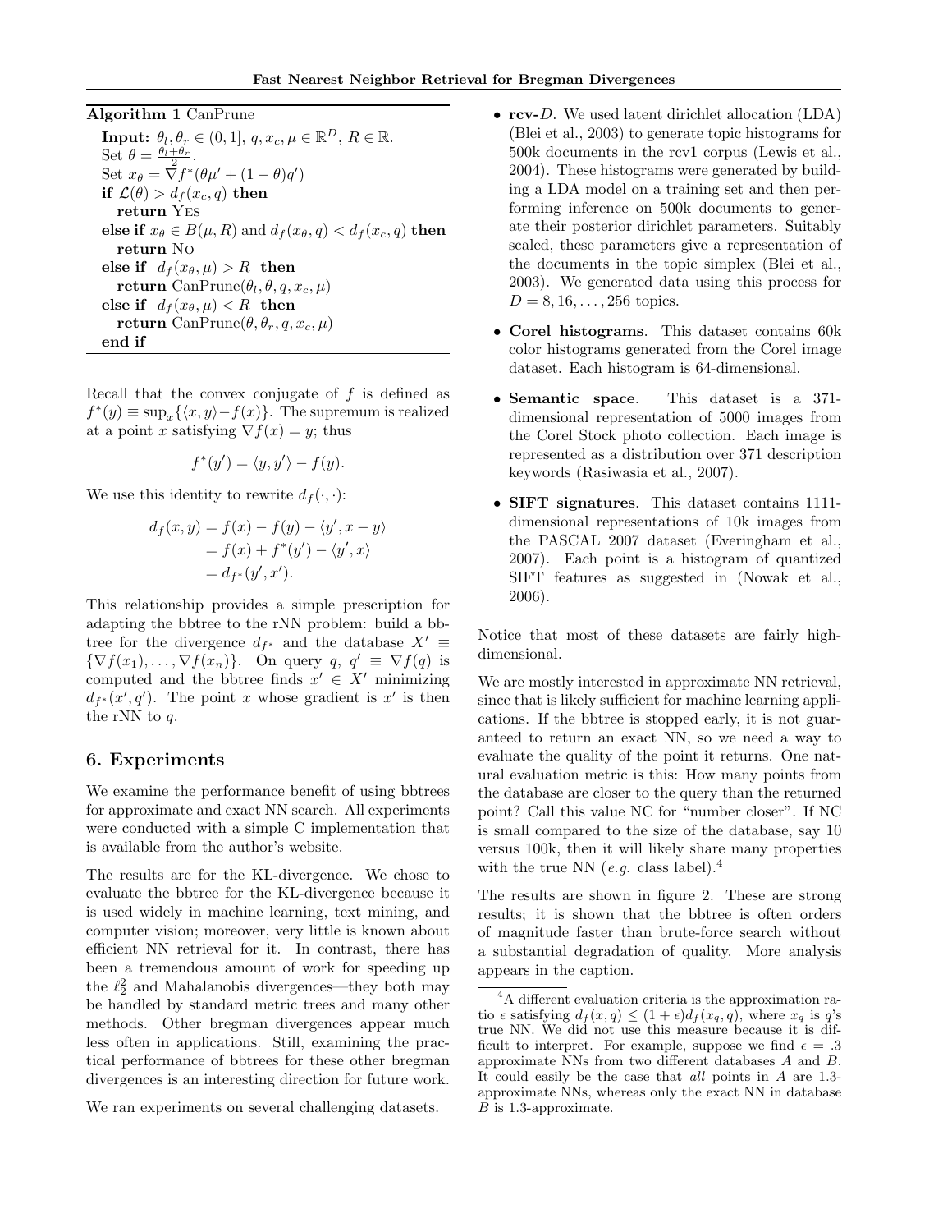**Algorithm 1** CanPrune

```
Input: θ_l, θ_r ∈ (0,1], q, x_c, μ ∈ ℝ^D, R ∈ ℝ.
Set θ = (θ_l + θ_r)/2.
Set x_θ = ∇f*(θμ' + (1 − θ)q')
if ℒ(θ) > d_f(x_c, q) then
   return Yes
else if x_θ ∈ B(μ, R) and d_f(x_θ, q) < d_f(x_c, q) then
   return No
else if d_f(x_θ, μ) > R then
   return CanPrune(θ_l, θ, q, x_c, μ)
else if d_f(x_θ, μ) < R then
   return CanPrune(θ, θ_r, q, x_c, μ)
end if
```

Recall that the convex conjugate of $f$ is defined as $f^*(y) \equiv \sup_x\{\langle x, y\rangle - f(x)\}$. The supremum is realized at a point $x$ satisfying $\nabla f(x) = y$; thus

$$f^*(y') = \langle y, y'\rangle - f(y).$$

We use this identity to rewrite $d_f(\cdot, \cdot)$:

$$\begin{aligned} d_f(x,y) &= f(x) - f(y) - \langle y', x - y\rangle \\ &= f(x) + f^*(y') - \langle y', x\rangle \\ &= d_{f^*}(y', x'). \end{aligned}$$

This relationship provides a simple prescription for adapting the bbtree to the rNN problem: build a bbtree for the divergence $d_{f^*}$ and the database $X' \equiv \{\nabla f(x_1), \ldots, \nabla f(x_n)\}$. On query $q$, $q' \equiv \nabla f(q)$ is computed and the bbtree finds $x' \in X'$ minimizing $d_{f^*}(x', q')$. The point $x$ whose gradient is $x'$ is then the rNN to $q$.

## 6. Experiments

We examine the performance benefit of using bbtrees for approximate and exact NN search. All experiments were conducted with a simple C implementation that is available from the author's website.

The results are for the KL-divergence. We chose to evaluate the bbtree for the KL-divergence because it is used widely in machine learning, text mining, and computer vision; moreover, very little is known about efficient NN retrieval for it. In contrast, there has been a tremendous amount of work for speeding up the $\ell_2^2$ and Mahalanobis divergences—they both may be handled by standard metric trees and many other methods. Other bregman divergences appear much less often in applications. Still, examining the practical performance of bbtrees for these other bregman divergences is an interesting direction for future work.

We ran experiments on several challenging datasets.

- **rcv-**$D$. We used latent dirichlet allocation (LDA) (Blei et al., 2003) to generate topic histograms for 500k documents in the rcv1 corpus (Lewis et al., 2004). These histograms were generated by building a LDA model on a training set and then performing inference on 500k documents to generate their posterior dirichlet parameters. Suitably scaled, these parameters give a representation of the documents in the topic simplex (Blei et al., 2003). We generated data using this process for $D = 8, 16, \ldots, 256$ topics.
- **Corel histograms**. This dataset contains 60k color histograms generated from the Corel image dataset. Each histogram is 64-dimensional.
- **Semantic space**. This dataset is a 371-dimensional representation of 5000 images from the Corel Stock photo collection. Each image is represented as a distribution over 371 description keywords (Rasiwasia et al., 2007).
- **SIFT signatures**. This dataset contains 1111-dimensional representations of 10k images from the PASCAL 2007 dataset (Everingham et al., 2007). Each point is a histogram of quantized SIFT features as suggested in (Nowak et al., 2006).

Notice that most of these datasets are fairly high-dimensional.

We are mostly interested in approximate NN retrieval, since that is likely sufficient for machine learning applications. If the bbtree is stopped early, it is not guaranteed to return an exact NN, so we need a way to evaluate the quality of the point it returns. One natural evaluation metric is this: How many points from the database are closer to the query than the returned point? Call this value NC for "number closer". If NC is small compared to the size of the database, say 10 versus 100k, then it will likely share many properties with the true NN (*e.g.* class label).[4]

The results are shown in figure 2. These are strong results; it is shown that the bbtree is often orders of magnitude faster than brute-force search without a substantial degradation of quality. More analysis appears in the caption.

[4] A different evaluation criteria is the approximation ratio $\epsilon$ satisfying $d_f(x, q) \leq (1+\epsilon)d_f(x_q, q)$, where $x_q$ is $q$'s true NN. We did not use this measure because it is difficult to interpret. For example, suppose we find $\epsilon = .3$ approximate NNs from two different databases $A$ and $B$. It could easily be the case that *all* points in $A$ are 1.3-approximate NNs, whereas only the exact NN in database $B$ is 1.3-approximate.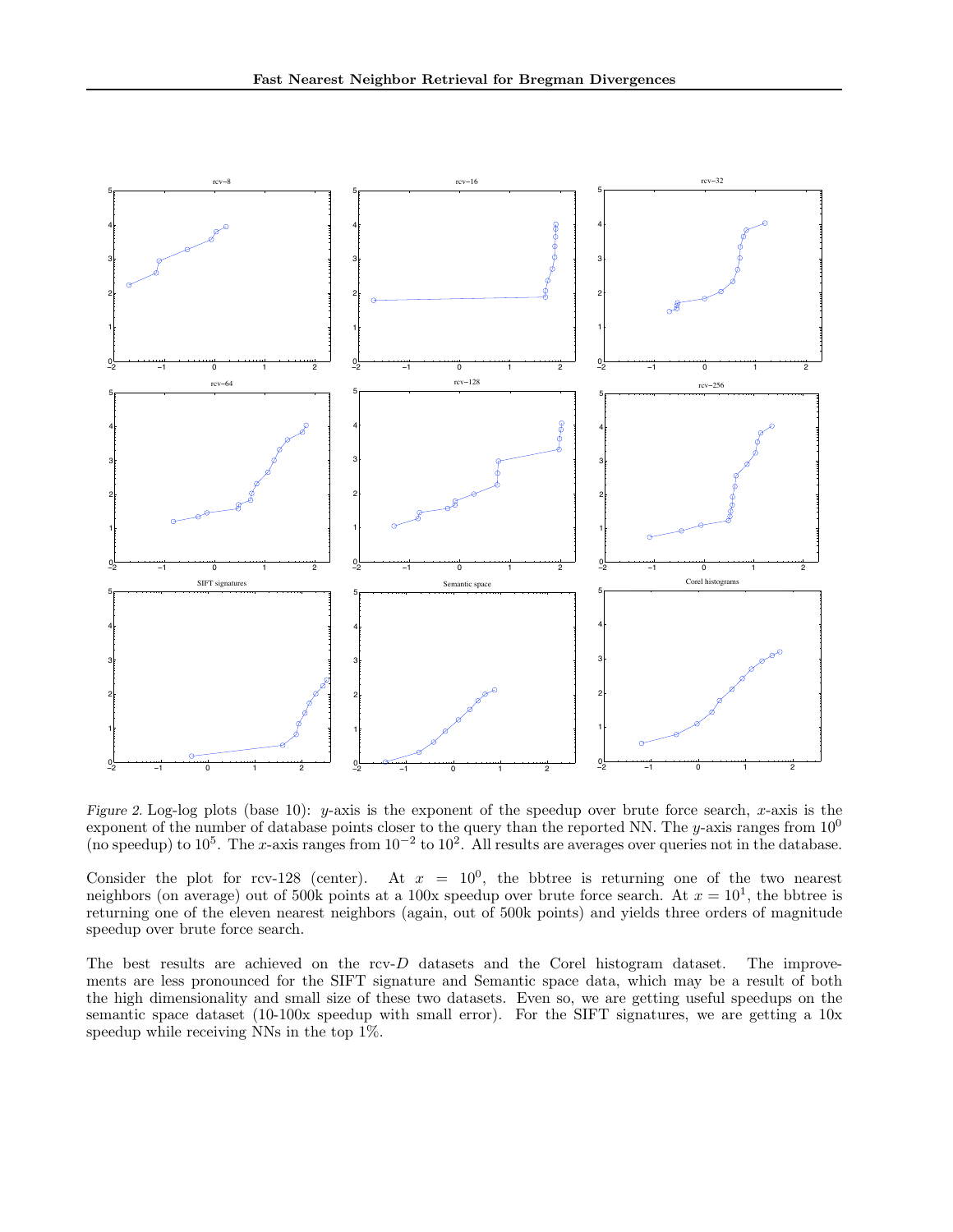*Figure 2.* Log-log plots (base 10): $y$-axis is the exponent of the speedup over brute force search, $x$-axis is the exponent of the number of database points closer to the query than the reported NN. The $y$-axis ranges from $10^0$ (no speedup) to $10^5$. The $x$-axis ranges from $10^{-2}$ to $10^2$. All results are averages over queries not in the database.

Consider the plot for rcv-128 (center). At $x = 10^0$, the bbtree is returning one of the two nearest neighbors (on average) out of 500k points at a 100x speedup over brute force search. At $x = 10^1$, the bbtree is returning one of the eleven nearest neighbors (again, out of 500k points) and yields three orders of magnitude speedup over brute force search.

The best results are achieved on the rcv-$D$ datasets and the Corel histogram dataset. The improvements are less pronounced for the SIFT signature and Semantic space data, which may be a result of both the high dimensionality and small size of these two datasets. Even so, we are getting useful speedups on the semantic space dataset (10-100x speedup with small error). For the SIFT signatures, we are getting a 10x speedup while receiving NNs in the top 1%.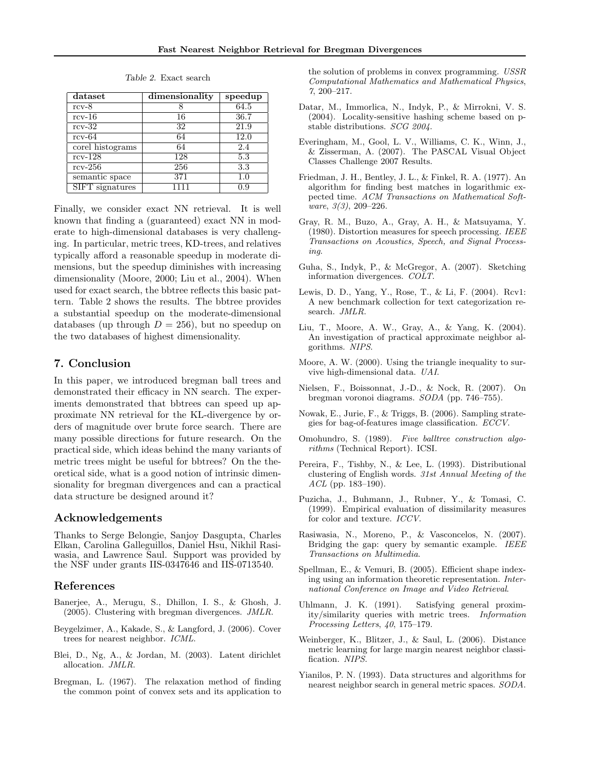Table 2. Exact search

| dataset | dimensionality | speedup |
|---|---|---|
| rcv-8 | 8 | 64.5 |
| rcv-16 | 16 | 36.7 |
| rcv-32 | 32 | 21.9 |
| rcv-64 | 64 | 12.0 |
| corel histograms | 64 | 2.4 |
| rcv-128 | 128 | 5.3 |
| rcv-256 | 256 | 3.3 |
| semantic space | 371 | 1.0 |
| SIFT signatures | 1111 | 0.9 |

Finally, we consider exact NN retrieval. It is well known that finding a (guaranteed) exact NN in moderate to high-dimensional databases is very challenging. In particular, metric trees, KD-trees, and relatives typically afford a reasonable speedup in moderate dimensions, but the speedup diminishes with increasing dimensionality (Moore, 2000; Liu et al., 2004). When used for exact search, the bbtree reflects this basic pattern. Table 2 shows the results. The bbtree provides a substantial speedup on the moderate-dimensional databases (up through $D = 256$), but no speedup on the two databases of highest dimensionality.

## 7. Conclusion

In this paper, we introduced bregman ball trees and demonstrated their efficacy in NN search. The experiments demonstrated that bbtrees can speed up approximate NN retrieval for the KL-divergence by orders of magnitude over brute force search. There are many possible directions for future research. On the practical side, which ideas behind the many variants of metric trees might be useful for bbtrees? On the theoretical side, what is a good notion of intrinsic dimensionality for bregman divergences and can a practical data structure be designed around it?

## Acknowledgements

Thanks to Serge Belongie, Sanjoy Dasgupta, Charles Elkan, Carolina Galleguillos, Daniel Hsu, Nikhil Rasiwasia, and Lawrence Saul. Support was provided by the NSF under grants IIS-0347646 and IIS-0713540.

## References

Banerjee, A., Merugu, S., Dhillon, I. S., & Ghosh, J. (2005). Clustering with bregman divergences. *JMLR*.

Beygelzimer, A., Kakade, S., & Langford, J. (2006). Cover trees for nearest neighbor. *ICML*.

Blei, D., Ng, A., & Jordan, M. (2003). Latent dirichlet allocation. *JMLR*.

Bregman, L. (1967). The relaxation method of finding the common point of convex sets and its application to the solution of problems in convex programming. *USSR Computational Mathematics and Mathematical Physics*, *7*, 200–217.

Datar, M., Immorlica, N., Indyk, P., & Mirrokni, V. S. (2004). Locality-sensitive hashing scheme based on p-stable distributions. *SCG 2004*.

Everingham, M., Gool, L. V., Williams, C. K., Winn, J., & Zisserman, A. (2007). The PASCAL Visual Object Classes Challenge 2007 Results.

Friedman, J. H., Bentley, J. L., & Finkel, R. A. (1977). An algorithm for finding best matches in logarithmic expected time. *ACM Transactions on Mathematical Software*, *3(3)*, 209–226.

Gray, R. M., Buzo, A., Gray, A. H., & Matsuyama, Y. (1980). Distortion measures for speech processing. *IEEE Transactions on Acoustics, Speech, and Signal Processing*.

Guha, S., Indyk, P., & McGregor, A. (2007). Sketching information divergences. *COLT*.

Lewis, D. D., Yang, Y., Rose, T., & Li, F. (2004). Rcv1: A new benchmark collection for text categorization research. *JMLR*.

Liu, T., Moore, A. W., Gray, A., & Yang, K. (2004). An investigation of practical approximate neighbor algorithms. *NIPS*.

Moore, A. W. (2000). Using the triangle inequality to survive high-dimensional data. *UAI*.

Nielsen, F., Boissonnat, J.-D., & Nock, R. (2007). On bregman voronoi diagrams. *SODA* (pp. 746–755).

Nowak, E., Jurie, F., & Triggs, B. (2006). Sampling strategies for bag-of-features image classification. *ECCV*.

Omohundro, S. (1989). *Five balltree construction algorithms* (Technical Report). ICSI.

Pereira, F., Tishby, N., & Lee, L. (1993). Distributional clustering of English words. *31st Annual Meeting of the ACL* (pp. 183–190).

Puzicha, J., Buhmann, J., Rubner, Y., & Tomasi, C. (1999). Empirical evaluation of dissimilarity measures for color and texture. *ICCV*.

Rasiwasia, N., Moreno, P., & Vasconcelos, N. (2007). Bridging the gap: query by semantic example. *IEEE Transactions on Multimedia*.

Spellman, E., & Vemuri, B. (2005). Efficient shape indexing using an information theoretic representation. *International Conference on Image and Video Retrieval*.

Uhlmann, J. K. (1991). Satisfying general proximity/similarity queries with metric trees. *Information Processing Letters*, *40*, 175–179.

Weinberger, K., Blitzer, J., & Saul, L. (2006). Distance metric learning for large margin nearest neighbor classification. *NIPS*.

Yianilos, P. N. (1993). Data structures and algorithms for nearest neighbor search in general metric spaces. *SODA*.